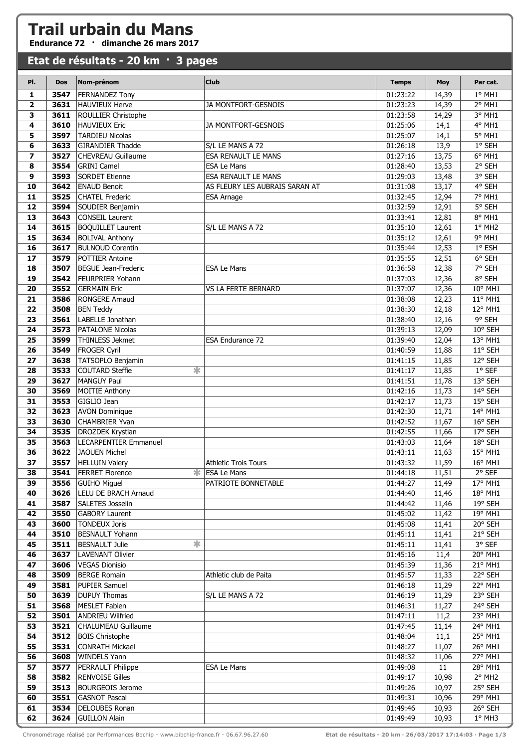# Trail urbain du Mans

**Endurance 72 · dimanche 26 mars 2017**

## Etat de résultats - 20 km · 3 pages

| Pl. | Dos | Nom-prénom | Club | Temps | Moy | Par cat. |
|---|---|---|---|---|---|---|
| 1 | 3547 | FERNANDEZ Tony | | 01:23:22 | 14,39 | 1° MH1 |
| 2 | 3631 | HAUVIEUX Herve | JA MONTFORT-GESNOIS | 01:23:23 | 14,39 | 2° MH1 |
| 3 | 3611 | ROULLIER Christophe | | 01:23:58 | 14,29 | 3° MH1 |
| 4 | 3610 | HAUVIEUX Eric | JA MONTFORT-GESNOIS | 01:25:06 | 14,1 | 4° MH1 |
| 5 | 3597 | TARDIEU Nicolas | | 01:25:07 | 14,1 | 5° MH1 |
| 6 | 3633 | GIRANDIER Thadde | S/L LE MANS A 72 | 01:26:18 | 13,9 | 1° SEH |
| 7 | 3527 | CHEVREAU Guillaume | ESA RENAULT LE MANS | 01:27:16 | 13,75 | 6° MH1 |
| 8 | 3554 | GRINI Camel | ESA Le Mans | 01:28:40 | 13,53 | 2° SEH |
| 9 | 3593 | SORDET Etienne | ESA RENAULT LE MANS | 01:29:03 | 13,48 | 3° SEH |
| 10 | 3642 | ENAUD Benoit | AS FLEURY LES AUBRAIS SARAN AT | 01:31:08 | 13,17 | 4° SEH |
| 11 | 3525 | CHATEL Frederic | ESA Arnage | 01:32:45 | 12,94 | 7° MH1 |
| 12 | 3594 | SOUDIER Benjamin | | 01:32:59 | 12,91 | 5° SEH |
| 13 | 3643 | CONSEIL Laurent | | 01:33:41 | 12,81 | 8° MH1 |
| 14 | 3615 | BOQUILLET Laurent | S/L LE MANS A 72 | 01:35:10 | 12,61 | 1° MH2 |
| 15 | 3634 | BOLIVAL Anthony | | 01:35:12 | 12,61 | 9° MH1 |
| 16 | 3617 | BULNOUD Corentin | | 01:35:44 | 12,53 | 1° ESH |
| 17 | 3579 | POTTIER Antoine | | 01:35:55 | 12,51 | 6° SEH |
| 18 | 3507 | BEGUE Jean-Frederic | ESA Le Mans | 01:36:58 | 12,38 | 7° SEH |
| 19 | 3542 | FEURPRIER Yohann | | 01:37:03 | 12,36 | 8° SEH |
| 20 | 3552 | GERMAIN Eric | VS LA FERTE BERNARD | 01:37:07 | 12,36 | 10° MH1 |
| 21 | 3586 | RONGERE Arnaud | | 01:38:08 | 12,23 | 11° MH1 |
| 22 | 3508 | BEN Teddy | | 01:38:30 | 12,18 | 12° MH1 |
| 23 | 3561 | LABELLE Jonathan | | 01:38:40 | 12,16 | 9° SEH |
| 24 | 3573 | PATALONE Nicolas | | 01:39:13 | 12,09 | 10° SEH |
| 25 | 3599 | THINLESS Jekmet | ESA Endurance 72 | 01:39:40 | 12,04 | 13° MH1 |
| 26 | 3549 | FROGER Cyril | | 01:40:59 | 11,88 | 11° SEH |
| 27 | 3638 | TATSOPLO Benjamin | | 01:41:15 | 11,85 | 12° SEH |
| 28 | 3533 | COUTARD Steffie * | | 01:41:17 | 11,85 | 1° SEF |
| 29 | 3627 | MANGUY Paul | | 01:41:51 | 11,78 | 13° SEH |
| 30 | 3569 | MOITIE Anthony | | 01:42:16 | 11,73 | 14° SEH |
| 31 | 3553 | GIGLIO Jean | | 01:42:17 | 11,73 | 15° SEH |
| 32 | 3623 | AVON Dominique | | 01:42:30 | 11,71 | 14° MH1 |
| 33 | 3630 | CHAMBRIER Yvan | | 01:42:52 | 11,67 | 16° SEH |
| 34 | 3535 | DROZDEK Krystian | | 01:42:55 | 11,66 | 17° SEH |
| 35 | 3563 | LECARPENTIER Emmanuel | | 01:43:03 | 11,64 | 18° SEH |
| 36 | 3622 | JAOUEN Michel | | 01:43:11 | 11,63 | 15° MH1 |
| 37 | 3557 | HELLUIN Valery | Athletic Trois Tours | 01:43:32 | 11,59 | 16° MH1 |
| 38 | 3541 | FERRET Florence * | ESA Le Mans | 01:44:18 | 11,51 | 2° SEF |
| 39 | 3556 | GUIHO Miguel | PATRIOTE BONNETABLE | 01:44:27 | 11,49 | 17° MH1 |
| 40 | 3626 | LELU DE BRACH Arnaud | | 01:44:40 | 11,46 | 18° MH1 |
| 41 | 3587 | SALETES Josselin | | 01:44:42 | 11,46 | 19° SEH |
| 42 | 3550 | GABORY Laurent | | 01:45:02 | 11,42 | 19° MH1 |
| 43 | 3600 | TONDEUX Joris | | 01:45:08 | 11,41 | 20° SEH |
| 44 | 3510 | BESNAULT Yohann | | 01:45:11 | 11,41 | 21° SEH |
| 45 | 3511 | BESNAULT Julie * | | 01:45:11 | 11,41 | 3° SEF |
| 46 | 3637 | LAVENANT Olivier | | 01:45:16 | 11,4 | 20° MH1 |
| 47 | 3606 | VEGAS Dionisio | | 01:45:39 | 11,36 | 21° MH1 |
| 48 | 3509 | BERGE Romain | Athletic club de Paita | 01:45:57 | 11,33 | 22° SEH |
| 49 | 3581 | PUPIER Samuel | | 01:46:18 | 11,29 | 22° MH1 |
| 50 | 3639 | DUPUY Thomas | S/L LE MANS A 72 | 01:46:19 | 11,29 | 23° SEH |
| 51 | 3568 | MESLET Fabien | | 01:46:31 | 11,27 | 24° SEH |
| 52 | 3501 | ANDRIEU Wilfried | | 01:47:11 | 11,2 | 23° MH1 |
| 53 | 3521 | CHALUMEAU Guillaume | | 01:47:45 | 11,14 | 24° MH1 |
| 54 | 3512 | BOIS Christophe | | 01:48:04 | 11,1 | 25° MH1 |
| 55 | 3531 | CONRATH Mickael | | 01:48:27 | 11,07 | 26° MH1 |
| 56 | 3608 | WINDELS Yann | | 01:48:32 | 11,06 | 27° MH1 |
| 57 | 3577 | PERRAULT Philippe | ESA Le Mans | 01:49:08 | 11 | 28° MH1 |
| 58 | 3582 | RENVOISE Gilles | | 01:49:17 | 10,98 | 2° MH2 |
| 59 | 3513 | BOURGEOIS Jerome | | 01:49:26 | 10,97 | 25° SEH |
| 60 | 3551 | GASNOT Pascal | | 01:49:31 | 10,96 | 29° MH1 |
| 61 | 3534 | DELOUBES Ronan | | 01:49:46 | 10,93 | 26° SEH |
| 62 | 3624 | GUILLON Alain | | 01:49:49 | 10,93 | 1° MH3 |

Chronométrage réalisé par Performances Bbchip - www.bibchip-france.fr - 06.67.96.27.60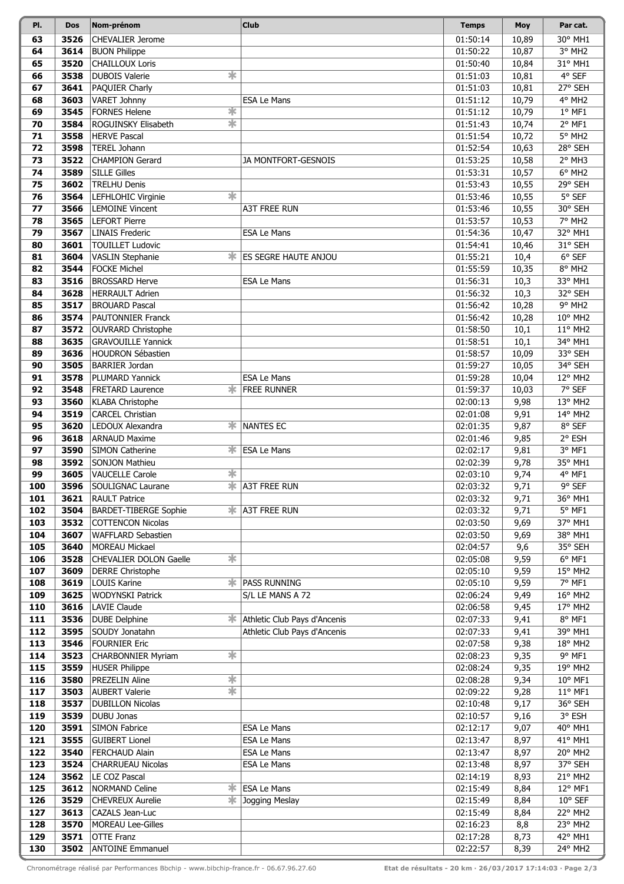| Pl. | Dos | Nom-prénom | | Club | Temps | Moy | Par cat. |
|---|---|---|---|---|---|---|---|
| 63 | 3526 | CHEVALIER Jerome | | | 01:50:14 | 10,89 | 30° MH1 |
| 64 | 3614 | BUON Philippe | | | 01:50:22 | 10,87 | 3° MH2 |
| 65 | 3520 | CHAILLOUX Loris | | | 01:50:40 | 10,84 | 31° MH1 |
| 66 | 3538 | DUBOIS Valerie | * | | 01:51:03 | 10,81 | 4° SEF |
| 67 | 3641 | PAQUIER Charly | | | 01:51:03 | 10,81 | 27° SEH |
| 68 | 3603 | VARET Johnny | | ESA Le Mans | 01:51:12 | 10,79 | 4° MH2 |
| 69 | 3545 | FORNES Helene | * | | 01:51:12 | 10,79 | 1° MF1 |
| 70 | 3584 | ROGUINSKY Elisabeth | * | | 01:51:43 | 10,74 | 2° MF1 |
| 71 | 3558 | HERVE Pascal | | | 01:51:54 | 10,72 | 5° MH2 |
| 72 | 3598 | TEREL Johann | | | 01:52:54 | 10,63 | 28° SEH |
| 73 | 3522 | CHAMPION Gerard | | JA MONTFORT-GESNOIS | 01:53:25 | 10,58 | 2° MH3 |
| 74 | 3589 | SILLE Gilles | | | 01:53:31 | 10,57 | 6° MH2 |
| 75 | 3602 | TRELHU Denis | | | 01:53:43 | 10,55 | 29° SEH |
| 76 | 3564 | LEFHLOHIC Virginie | * | | 01:53:46 | 10,55 | 5° SEF |
| 77 | 3566 | LEMOINE Vincent | | A3T FREE RUN | 01:53:46 | 10,55 | 30° SEH |
| 78 | 3565 | LEFORT Pierre | | | 01:53:57 | 10,53 | 7° MH2 |
| 79 | 3567 | LINAIS Frederic | | ESA Le Mans | 01:54:36 | 10,47 | 32° MH1 |
| 80 | 3601 | TOUILLET Ludovic | | | 01:54:41 | 10,46 | 31° SEH |
| 81 | 3604 | VASLIN Stephanie | * | ES SEGRE HAUTE ANJOU | 01:55:21 | 10,4 | 6° SEF |
| 82 | 3544 | FOCKE Michel | | | 01:55:59 | 10,35 | 8° MH2 |
| 83 | 3516 | BROSSARD Herve | | ESA Le Mans | 01:56:31 | 10,3 | 33° MH1 |
| 84 | 3628 | HERRAULT Adrien | | | 01:56:32 | 10,3 | 32° SEH |
| 85 | 3517 | BROUARD Pascal | | | 01:56:42 | 10,28 | 9° MH2 |
| 86 | 3574 | PAUTONNIER Franck | | | 01:56:42 | 10,28 | 10° MH2 |
| 87 | 3572 | OUVRARD Christophe | | | 01:58:50 | 10,1 | 11° MH2 |
| 88 | 3635 | GRAVOUILLE Yannick | | | 01:58:51 | 10,1 | 34° MH1 |
| 89 | 3636 | HOUDRON Sébastien | | | 01:58:57 | 10,09 | 33° SEH |
| 90 | 3505 | BARRIER Jordan | | | 01:59:27 | 10,05 | 34° SEH |
| 91 | 3578 | PLUMARD Yannick | | ESA Le Mans | 01:59:28 | 10,04 | 12° MH2 |
| 92 | 3548 | FRETARD Laurence | * | FREE RUNNER | 01:59:37 | 10,03 | 7° SEF |
| 93 | 3560 | KLABA Christophe | | | 02:00:13 | 9,98 | 13° MH2 |
| 94 | 3519 | CARCEL Christian | | | 02:01:08 | 9,91 | 14° MH2 |
| 95 | 3620 | LEDOUX Alexandra | * | NANTES EC | 02:01:35 | 9,87 | 8° SEF |
| 96 | 3618 | ARNAUD Maxime | | | 02:01:46 | 9,85 | 2° ESH |
| 97 | 3590 | SIMON Catherine | * | ESA Le Mans | 02:02:17 | 9,81 | 3° MF1 |
| 98 | 3592 | SONJON Mathieu | | | 02:02:39 | 9,78 | 35° MH1 |
| 99 | 3605 | VAUCELLE Carole | * | | 02:03:10 | 9,74 | 4° MF1 |
| 100 | 3596 | SOULIGNAC Laurane | * | A3T FREE RUN | 02:03:32 | 9,71 | 9° SEF |
| 101 | 3621 | RAULT Patrice | | | 02:03:32 | 9,71 | 36° MH1 |
| 102 | 3504 | BARDET-TIBERGE Sophie | * | A3T FREE RUN | 02:03:32 | 9,71 | 5° MF1 |
| 103 | 3532 | COTTENCON Nicolas | | | 02:03:50 | 9,69 | 37° MH1 |
| 104 | 3607 | WAFFLARD Sebastien | | | 02:03:50 | 9,69 | 38° MH1 |
| 105 | 3640 | MOREAU Mickael | | | 02:04:57 | 9,6 | 35° SEH |
| 106 | 3528 | CHEVALIER DOLON Gaelle | * | | 02:05:08 | 9,59 | 6° MF1 |
| 107 | 3609 | DERRE Christophe | | | 02:05:10 | 9,59 | 15° MH2 |
| 108 | 3619 | LOUIS Karine | * | PASS RUNNING | 02:05:10 | 9,59 | 7° MF1 |
| 109 | 3625 | WODYNSKI Patrick | | S/L LE MANS A 72 | 02:06:24 | 9,49 | 16° MH2 |
| 110 | 3616 | LAVIE Claude | | | 02:06:58 | 9,45 | 17° MH2 |
| 111 | 3536 | DUBE Delphine | * | Athletic Club Pays d'Ancenis | 02:07:33 | 9,41 | 8° MF1 |
| 112 | 3595 | SOUDY Jonatahn | | Athletic Club Pays d'Ancenis | 02:07:33 | 9,41 | 39° MH1 |
| 113 | 3546 | FOURNIER Eric | | | 02:07:58 | 9,38 | 18° MH2 |
| 114 | 3523 | CHARBONNIER Myriam | * | | 02:08:23 | 9,35 | 9° MF1 |
| 115 | 3559 | HUSER Philippe | | | 02:08:24 | 9,35 | 19° MH2 |
| 116 | 3580 | PREZELIN Aline | * | | 02:08:28 | 9,34 | 10° MF1 |
| 117 | 3503 | AUBERT Valerie | * | | 02:09:22 | 9,28 | 11° MF1 |
| 118 | 3537 | DUBILLON Nicolas | | | 02:10:48 | 9,17 | 36° SEH |
| 119 | 3539 | DUBU Jonas | | | 02:10:57 | 9,16 | 3° ESH |
| 120 | 3591 | SIMON Fabrice | | ESA Le Mans | 02:12:17 | 9,07 | 40° MH1 |
| 121 | 3555 | GUIBERT Lionel | | ESA Le Mans | 02:13:47 | 8,97 | 41° MH1 |
| 122 | 3540 | FERCHAUD Alain | | ESA Le Mans | 02:13:47 | 8,97 | 20° MH2 |
| 123 | 3524 | CHARRUEAU Nicolas | | ESA Le Mans | 02:13:48 | 8,97 | 37° SEH |
| 124 | 3562 | LE COZ Pascal | | | 02:14:19 | 8,93 | 21° MH2 |
| 125 | 3612 | NORMAND Celine | * | ESA Le Mans | 02:15:49 | 8,84 | 12° MF1 |
| 126 | 3529 | CHEVREUX Aurelie | * | Jogging Meslay | 02:15:49 | 8,84 | 10° SEF |
| 127 | 3613 | CAZALS Jean-Luc | | | 02:15:49 | 8,84 | 22° MH2 |
| 128 | 3570 | MOREAU Lee-Gilles | | | 02:16:23 | 8,8 | 23° MH2 |
| 129 | 3571 | OTTE Franz | | | 02:17:28 | 8,73 | 42° MH1 |
| 130 | 3502 | ANTOINE Emmanuel | | | 02:22:57 | 8,39 | 24° MH2 |

Chronométrage réalisé par Performances Bbchip - www.bibchip-france.fr - 06.67.96.27.60 &nbsp;&nbsp;&nbsp; **Etat de résultats - 20 km · 26/03/2017 17:14:03**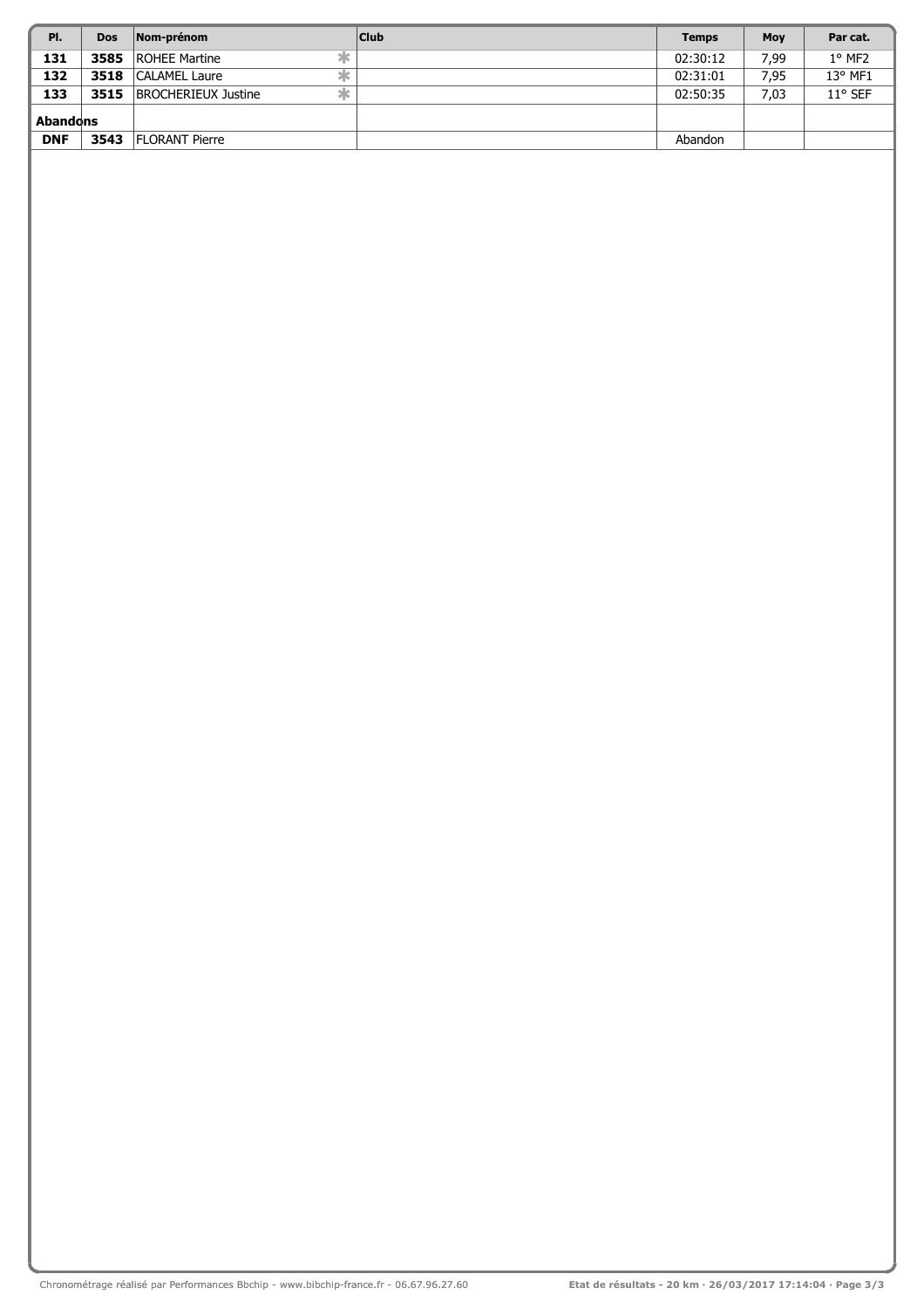| Pl. | Dos | Nom-prénom | | Club | Temps | Moy | Par cat. |
|---|---|---|---|---|---|---|---|
| 131 | 3585 | ROHEE Martine | * | | 02:30:12 | 7,99 | 1° MF2 |
| 132 | 3518 | CALAMEL Laure | * | | 02:31:01 | 7,95 | 13° MF1 |
| 133 | 3515 | BROCHERIEUX Justine | * | | 02:50:35 | 7,03 | 11° SEF |
| **Abandons** | | | | | | | |
| DNF | 3543 | FLORANT Pierre | | | Abandon | | |